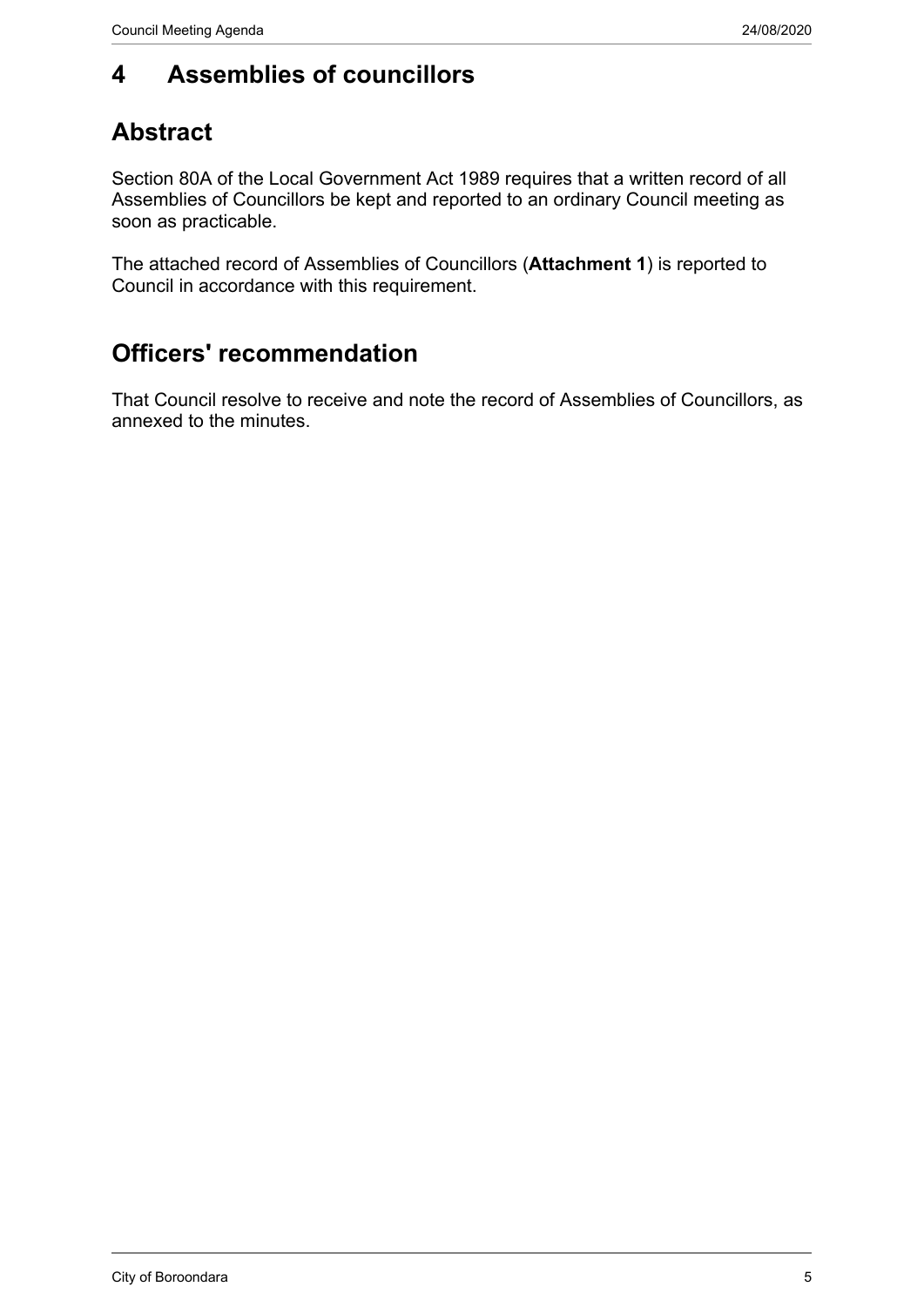# 4 Assemblies of councillors

## Abstract

Section 80A of the Local Government Act 1989 requires that a written record of all Assemblies of Councillors be kept and reported to an ordinary Council meeting as soon as practicable.

The attached record of Assemblies of Councillors (**Attachment 1**) is reported to Council in accordance with this requirement.

## Officers' recommendation

That Council resolve to receive and note the record of Assemblies of Councillors, as annexed to the minutes.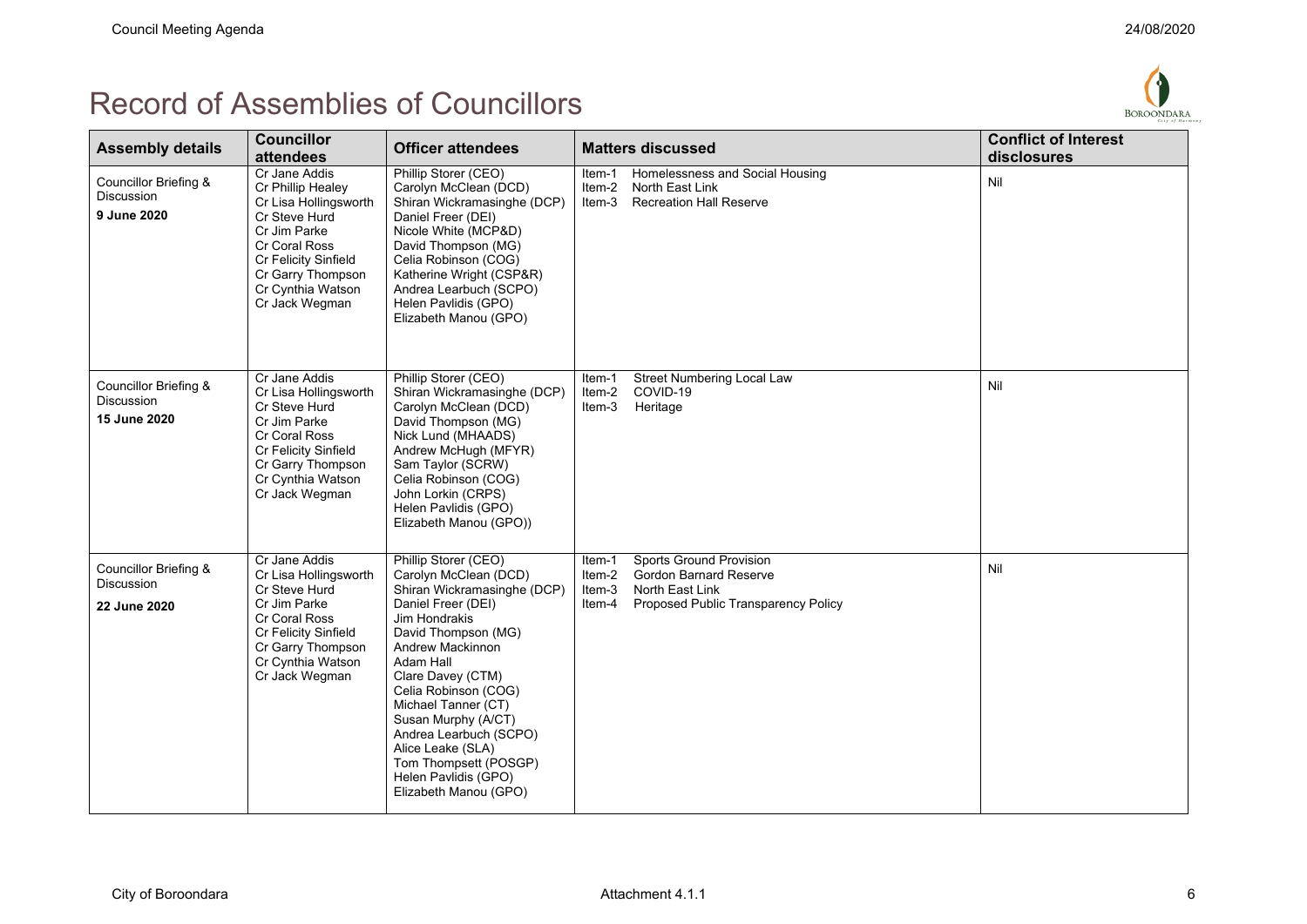# Record of Assemblies of Councillors

| Assembly details | Councillor attendees | Officer attendees | Matters discussed | Conflict of Interest disclosures |
|---|---|---|---|---|
| Councillor Briefing & Discussion<br>**9 June 2020** | Cr Jane Addis<br>Cr Phillip Healey<br>Cr Lisa Hollingsworth<br>Cr Steve Hurd<br>Cr Jim Parke<br>Cr Coral Ross<br>Cr Felicity Sinfield<br>Cr Garry Thompson<br>Cr Cynthia Watson<br>Cr Jack Wegman | Phillip Storer (CEO)<br>Carolyn McClean (DCD)<br>Shiran Wickramasinghe (DCP)<br>Daniel Freer (DEI)<br>Nicole White (MCP&D)<br>David Thompson (MG)<br>Celia Robinson (COG)<br>Katherine Wright (CSP&R)<br>Andrea Learbuch (SCPO)<br>Helen Pavlidis (GPO)<br>Elizabeth Manou (GPO) | Item-1 Homelessness and Social Housing<br>Item-2 North East Link<br>Item-3 Recreation Hall Reserve | Nil |
| Councillor Briefing & Discussion<br>**15 June 2020** | Cr Jane Addis<br>Cr Lisa Hollingsworth<br>Cr Steve Hurd<br>Cr Jim Parke<br>Cr Coral Ross<br>Cr Felicity Sinfield<br>Cr Garry Thompson<br>Cr Cynthia Watson<br>Cr Jack Wegman | Phillip Storer (CEO)<br>Shiran Wickramasinghe (DCP)<br>Carolyn McClean (DCD)<br>David Thompson (MG)<br>Nick Lund (MHAADS)<br>Andrew McHugh (MFYR)<br>Sam Taylor (SCRW)<br>Celia Robinson (COG)<br>John Lorkin (CRPS)<br>Helen Pavlidis (GPO)<br>Elizabeth Manou (GPO)) | Item-1 Street Numbering Local Law<br>Item-2 COVID-19<br>Item-3 Heritage | Nil |
| Councillor Briefing & Discussion<br>**22 June 2020** | Cr Jane Addis<br>Cr Lisa Hollingsworth<br>Cr Steve Hurd<br>Cr Jim Parke<br>Cr Coral Ross<br>Cr Felicity Sinfield<br>Cr Garry Thompson<br>Cr Cynthia Watson<br>Cr Jack Wegman | Phillip Storer (CEO)<br>Carolyn McClean (DCD)<br>Shiran Wickramasinghe (DCP)<br>Daniel Freer (DEI)<br>Jim Hondrakis<br>David Thompson (MG)<br>Andrew Mackinnon<br>Adam Hall<br>Clare Davey (CTM)<br>Celia Robinson (COG)<br>Michael Tanner (CT)<br>Susan Murphy (A/CT)<br>Andrea Learbuch (SCPO)<br>Alice Leake (SLA)<br>Tom Thompsett (POSGP)<br>Helen Pavlidis (GPO)<br>Elizabeth Manou (GPO) | Item-1 Sports Ground Provision<br>Item-2 Gordon Barnard Reserve<br>Item-3 North East Link<br>Item-4 Proposed Public Transparency Policy | Nil |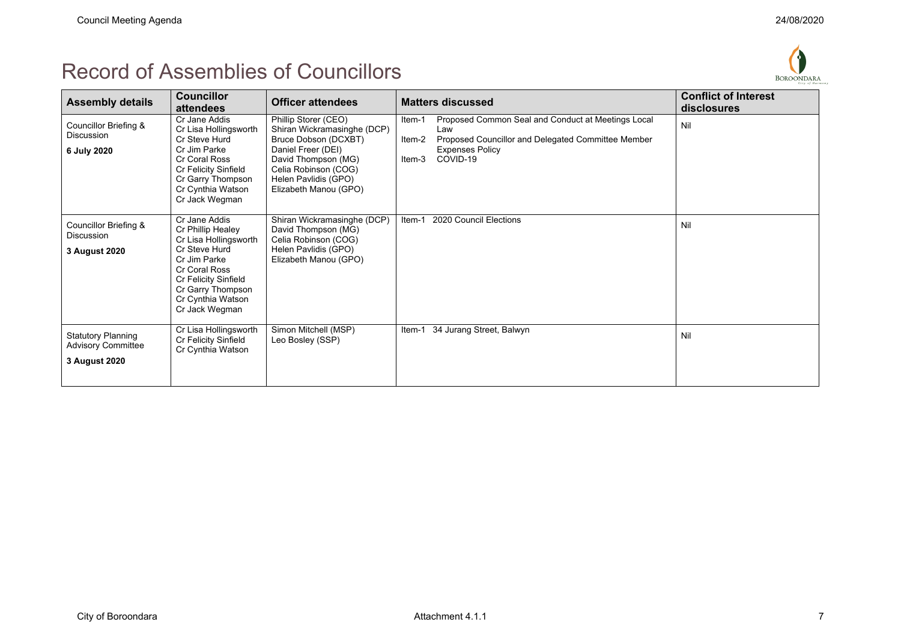# Record of Assemblies of Councillors

| Assembly details | Councillor attendees | Officer attendees | Matters discussed | Conflict of Interest disclosures |
|---|---|---|---|---|
| Councillor Briefing & Discussion<br>**6 July 2020** | Cr Jane Addis<br>Cr Lisa Hollingsworth<br>Cr Steve Hurd<br>Cr Jim Parke<br>Cr Coral Ross<br>Cr Felicity Sinfield<br>Cr Garry Thompson<br>Cr Cynthia Watson<br>Cr Jack Wegman | Phillip Storer (CEO)<br>Shiran Wickramasinghe (DCP)<br>Bruce Dobson (DCXBT)<br>Daniel Freer (DEI)<br>David Thompson (MG)<br>Celia Robinson (COG)<br>Helen Pavlidis (GPO)<br>Elizabeth Manou (GPO) | Item-1 Proposed Common Seal and Conduct at Meetings Local Law<br>Item-2 Proposed Councillor and Delegated Committee Member Expenses Policy<br>Item-3 COVID-19 | Nil |
| Councillor Briefing & Discussion<br>**3 August 2020** | Cr Jane Addis<br>Cr Phillip Healey<br>Cr Lisa Hollingsworth<br>Cr Steve Hurd<br>Cr Jim Parke<br>Cr Coral Ross<br>Cr Felicity Sinfield<br>Cr Garry Thompson<br>Cr Cynthia Watson<br>Cr Jack Wegman | Shiran Wickramasinghe (DCP)<br>David Thompson (MG)<br>Celia Robinson (COG)<br>Helen Pavlidis (GPO)<br>Elizabeth Manou (GPO) | Item-1 2020 Council Elections | Nil |
| Statutory Planning Advisory Committee<br>**3 August 2020** | Cr Lisa Hollingsworth<br>Cr Felicity Sinfield<br>Cr Cynthia Watson | Simon Mitchell (MSP)<br>Leo Bosley (SSP) | Item-1 34 Jurang Street, Balwyn | Nil |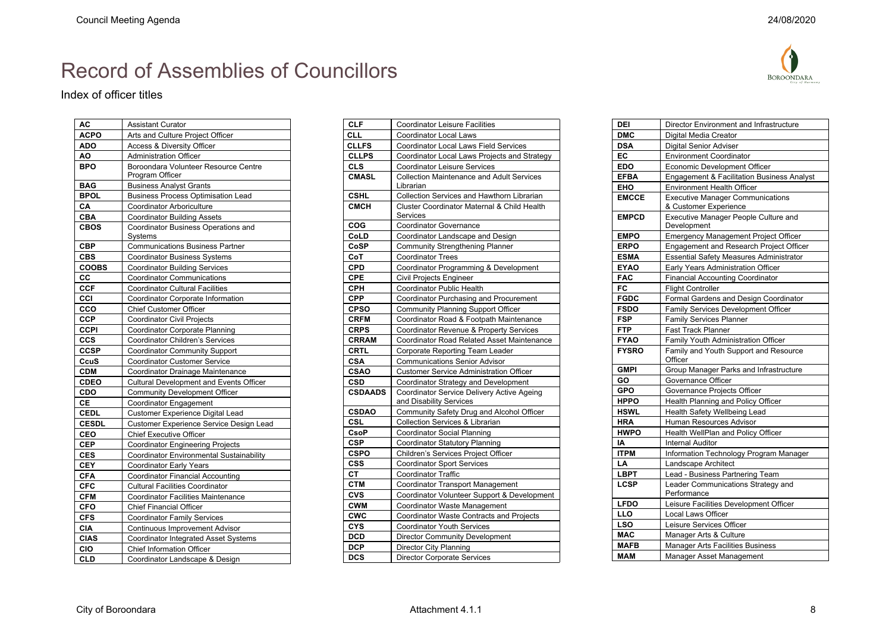# Record of Assemblies of Councillors

Index of officer titles

| | |
|---|---|
| **AC** | Assistant Curator |
| **ACPO** | Arts and Culture Project Officer |
| **ADO** | Access & Diversity Officer |
| **AO** | Administration Officer |
| **BPO** | Boroondara Volunteer Resource Centre Program Officer |
| **BAG** | Business Analyst Grants |
| **BPOL** | Business Process Optimisation Lead |
| **CA** | Coordinator Arboriculture |
| **CBA** | Coordinator Building Assets |
| **CBOS** | Coordinator Business Operations and Systems |
| **CBP** | Communications Business Partner |
| **CBS** | Coordinator Business Systems |
| **COOBS** | Coordinator Building Services |
| **CC** | Coordinator Communications |
| **CCF** | Coordinator Cultural Facilities |
| **CCI** | Coordinator Corporate Information |
| **CCO** | Chief Customer Officer |
| **CCP** | Coordinator Civil Projects |
| **CCPI** | Coordinator Corporate Planning |
| **CCS** | Coordinator Children's Services |
| **CCSP** | Coordinator Community Support |
| **CcuS** | Coordinator Customer Service |
| **CDM** | Coordinator Drainage Maintenance |
| **CDEO** | Cultural Development and Events Officer |
| **CDO** | Community Development Officer |
| **CE** | Coordinator Engagement |
| **CEDL** | Customer Experience Digital Lead |
| **CESDL** | Customer Experience Service Design Lead |
| **CEO** | Chief Executive Officer |
| **CEP** | Coordinator Engineering Projects |
| **CES** | Coordinator Environmental Sustainability |
| **CEY** | Coordinator Early Years |
| **CFA** | Coordinator Financial Accounting |
| **CFC** | Cultural Facilities Coordinator |
| **CFM** | Coordinator Facilities Maintenance |
| **CFO** | Chief Financial Officer |
| **CFS** | Coordinator Family Services |
| **CIA** | Continuous Improvement Advisor |
| **CIAS** | Coordinator Integrated Asset Systems |
| **CIO** | Chief Information Officer |
| **CLD** | Coordinator Landscape & Design |
| **CLF** | Coordinator Leisure Facilities |
| **CLL** | Coordinator Local Laws |
| **CLLFS** | Coordinator Local Laws Field Services |
| **CLLPS** | Coordinator Local Laws Projects and Strategy |
| **CLS** | Coordinator Leisure Services |
| **CMASL** | Collection Maintenance and Adult Services Librarian |
| **CSHL** | Collection Services and Hawthorn Librarian |
| **CMCH** | Cluster Coordinator Maternal & Child Health Services |
| **COG** | Coordinator Governance |
| **CoLD** | Coordinator Landscape and Design |
| **CoSP** | Community Strengthening Planner |
| **CoT** | Coordinator Trees |
| **CPD** | Coordinator Programming & Development |
| **CPE** | Civil Projects Engineer |
| **CPH** | Coordinator Public Health |
| **CPP** | Coordinator Purchasing and Procurement |
| **CPSO** | Community Planning Support Officer |
| **CRFM** | Coordinator Road & Footpath Maintenance |
| **CRPS** | Coordinator Revenue & Property Services |
| **CRRAM** | Coordinator Road Related Asset Maintenance |
| **CRTL** | Corporate Reporting Team Leader |
| **CSA** | Communications Senior Advisor |
| **CSAO** | Customer Service Administration Officer |
| **CSD** | Coordinator Strategy and Development |
| **CSDAADS** | Coordinator Service Delivery Active Ageing and Disability Services |
| **CSDAO** | Community Safety Drug and Alcohol Officer |
| **CSL** | Collection Services & Librarian |
| **CsoP** | Coordinator Social Planning |
| **CSP** | Coordinator Statutory Planning |
| **CSPO** | Children's Services Project Officer |
| **CSS** | Coordinator Sport Services |
| **CT** | Coordinator Traffic |
| **CTM** | Coordinator Transport Management |
| **CVS** | Coordinator Volunteer Support & Development |
| **CWM** | Coordinator Waste Management |
| **CWC** | Coordinator Waste Contracts and Projects |
| **CYS** | Coordinator Youth Services |
| **DCD** | Director Community Development |
| **DCP** | Director City Planning |
| **DCS** | Director Corporate Services |
| **DEI** | Director Environment and Infrastructure |
| **DMC** | Digital Media Creator |
| **DSA** | Digital Senior Adviser |
| **EC** | Environment Coordinator |
| **EDO** | Economic Development Officer |
| **EFBA** | Engagement & Facilitation Business Analyst |
| **EHO** | Environment Health Officer |
| **EMCCE** | Executive Manager Communications & Customer Experience |
| **EMPCD** | Executive Manager People Culture and Development |
| **EMPO** | Emergency Management Project Officer |
| **ERPO** | Engagement and Research Project Officer |
| **ESMA** | Essential Safety Measures Administrator |
| **EYAO** | Early Years Administration Officer |
| **FAC** | Financial Accounting Coordinator |
| **FC** | Flight Controller |
| **FGDC** | Formal Gardens and Design Coordinator |
| **FSDO** | Family Services Development Officer |
| **FSP** | Family Services Planner |
| **FTP** | Fast Track Planner |
| **FYAO** | Family Youth Administration Officer |
| **FYSRO** | Family and Youth Support and Resource Officer |
| **GMPI** | Group Manager Parks and Infrastructure |
| **GO** | Governance Officer |
| **GPO** | Governance Projects Officer |
| **HPPO** | Health Planning and Policy Officer |
| **HSWL** | Health Safety Wellbeing Lead |
| **HRA** | Human Resources Advisor |
| **HWPO** | Health WellPlan and Policy Officer |
| **IA** | Internal Auditor |
| **ITPM** | Information Technology Program Manager |
| **LA** | Landscape Architect |
| **LBPT** | Lead - Business Partnering Team |
| **LCSP** | Leader Communications Strategy and Performance |
| **LFDO** | Leisure Facilities Development Officer |
| **LLO** | Local Laws Officer |
| **LSO** | Leisure Services Officer |
| **MAC** | Manager Arts & Culture |
| **MAFB** | Manager Arts Facilities Business |
| **MAM** | Manager Asset Management |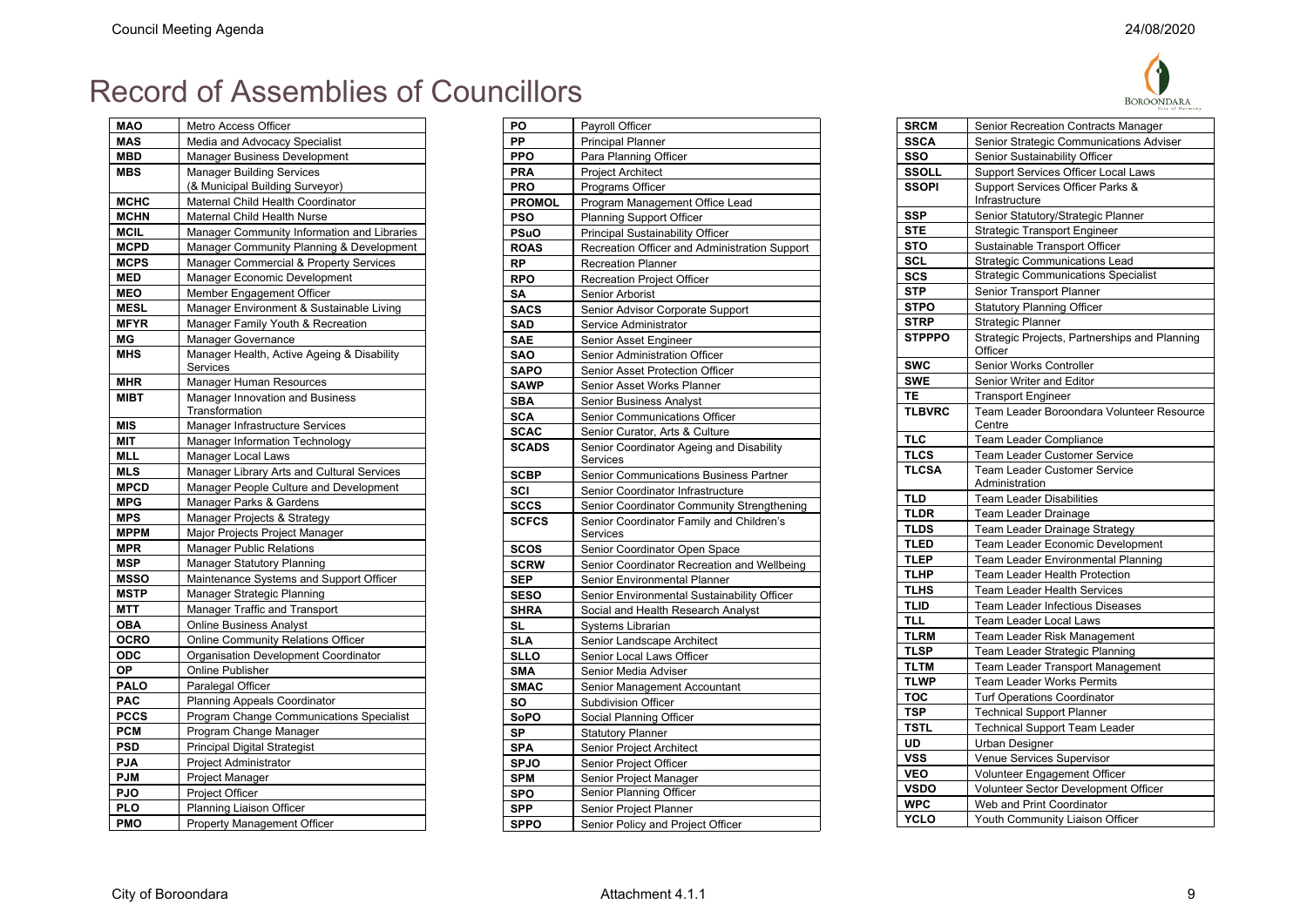# Record of Assemblies of Councillors

| | |
|---|---|
| **MAO** | Metro Access Officer |
| **MAS** | Media and Advocacy Specialist |
| **MBD** | Manager Business Development |
| **MBS** | Manager Building Services (& Municipal Building Surveyor) |
| **MCHC** | Maternal Child Health Coordinator |
| **MCHN** | Maternal Child Health Nurse |
| **MCIL** | Manager Community Information and Libraries |
| **MCPD** | Manager Community Planning & Development |
| **MCPS** | Manager Commercial & Property Services |
| **MED** | Manager Economic Development |
| **MEO** | Member Engagement Officer |
| **MESL** | Manager Environment & Sustainable Living |
| **MFYR** | Manager Family Youth & Recreation |
| **MG** | Manager Governance |
| **MHS** | Manager Health, Active Ageing & Disability Services |
| **MHR** | Manager Human Resources |
| **MIBT** | Manager Innovation and Business Transformation |
| **MIS** | Manager Infrastructure Services |
| **MIT** | Manager Information Technology |
| **MLL** | Manager Local Laws |
| **MLS** | Manager Library Arts and Cultural Services |
| **MPCD** | Manager People Culture and Development |
| **MPG** | Manager Parks & Gardens |
| **MPS** | Manager Projects & Strategy |
| **MPPM** | Major Projects Project Manager |
| **MPR** | Manager Public Relations |
| **MSP** | Manager Statutory Planning |
| **MSSO** | Maintenance Systems and Support Officer |
| **MSTP** | Manager Strategic Planning |
| **MTT** | Manager Traffic and Transport |
| **OBA** | Online Business Analyst |
| **OCRO** | Online Community Relations Officer |
| **ODC** | Organisation Development Coordinator |
| **OP** | Online Publisher |
| **PALO** | Paralegal Officer |
| **PAC** | Planning Appeals Coordinator |
| **PCCS** | Program Change Communications Specialist |
| **PCM** | Program Change Manager |
| **PSD** | Principal Digital Strategist |
| **PJA** | Project Administrator |
| **PJM** | Project Manager |
| **PJO** | Project Officer |
| **PLO** | Planning Liaison Officer |
| **PMO** | Property Management Officer |

| | |
|---|---|
| **PO** | Payroll Officer |
| **PP** | Principal Planner |
| **PPO** | Para Planning Officer |
| **PRA** | Project Architect |
| **PRO** | Programs Officer |
| **PROMOL** | Program Management Office Lead |
| **PSO** | Planning Support Officer |
| **PSuO** | Principal Sustainability Officer |
| **ROAS** | Recreation Officer and Administration Support |
| **RP** | Recreation Planner |
| **RPO** | Recreation Project Officer |
| **SA** | Senior Arborist |
| **SACS** | Senior Advisor Corporate Support |
| **SAD** | Service Administrator |
| **SAE** | Senior Asset Engineer |
| **SAO** | Senior Administration Officer |
| **SAPO** | Senior Asset Protection Officer |
| **SAWP** | Senior Asset Works Planner |
| **SBA** | Senior Business Analyst |
| **SCA** | Senior Communications Officer |
| **SCAC** | Senior Curator, Arts & Culture |
| **SCADS** | Senior Coordinator Ageing and Disability Services |
| **SCBP** | Senior Communications Business Partner |
| **SCI** | Senior Coordinator Infrastructure |
| **SCCS** | Senior Coordinator Community Strengthening |
| **SCFCS** | Senior Coordinator Family and Children's Services |
| **SCOS** | Senior Coordinator Open Space |
| **SCRW** | Senior Coordinator Recreation and Wellbeing |
| **SEP** | Senior Environmental Planner |
| **SESO** | Senior Environmental Sustainability Officer |
| **SHRA** | Social and Health Research Analyst |
| **SL** | Systems Librarian |
| **SLA** | Senior Landscape Architect |
| **SLLO** | Senior Local Laws Officer |
| **SMA** | Senior Media Adviser |
| **SMAC** | Senior Management Accountant |
| **SO** | Subdivision Officer |
| **SoPO** | Social Planning Officer |
| **SP** | Statutory Planner |
| **SPA** | Senior Project Architect |
| **SPJO** | Senior Project Officer |
| **SPM** | Senior Project Manager |
| **SPO** | Senior Planning Officer |
| **SPP** | Senior Project Planner |
| **SPPO** | Senior Policy and Project Officer |

| | |
|---|---|
| **SRCM** | Senior Recreation Contracts Manager |
| **SSCA** | Senior Strategic Communications Adviser |
| **SSO** | Senior Sustainability Officer |
| **SSOLL** | Support Services Officer Local Laws |
| **SSOPI** | Support Services Officer Parks & Infrastructure |
| **SSP** | Senior Statutory/Strategic Planner |
| **STE** | Strategic Transport Engineer |
| **STO** | Sustainable Transport Officer |
| **SCL** | Strategic Communications Lead |
| **SCS** | Strategic Communications Specialist |
| **STP** | Senior Transport Planner |
| **STPO** | Statutory Planning Officer |
| **STRP** | Strategic Planner |
| **STPPPO** | Strategic Projects, Partnerships and Planning Officer |
| **SWC** | Senior Works Controller |
| **SWE** | Senior Writer and Editor |
| **TE** | Transport Engineer |
| **TLBVRC** | Team Leader Boroondara Volunteer Resource Centre |
| **TLC** | Team Leader Compliance |
| **TLCS** | Team Leader Customer Service |
| **TLCSA** | Team Leader Customer Service Administration |
| **TLD** | Team Leader Disabilities |
| **TLDR** | Team Leader Drainage |
| **TLDS** | Team Leader Drainage Strategy |
| **TLED** | Team Leader Economic Development |
| **TLEP** | Team Leader Environmental Planning |
| **TLHP** | Team Leader Health Protection |
| **TLHS** | Team Leader Health Services |
| **TLID** | Team Leader Infectious Diseases |
| **TLL** | Team Leader Local Laws |
| **TLRM** | Team Leader Risk Management |
| **TLSP** | Team Leader Strategic Planning |
| **TLTM** | Team Leader Transport Management |
| **TLWP** | Team Leader Works Permits |
| **TOC** | Turf Operations Coordinator |
| **TSP** | Technical Support Planner |
| **TSTL** | Technical Support Team Leader |
| **UD** | Urban Designer |
| **VSS** | Venue Services Supervisor |
| **VEO** | Volunteer Engagement Officer |
| **VSDO** | Volunteer Sector Development Officer |
| **WPC** | Web and Print Coordinator |
| **YCLO** | Youth Community Liaison Officer |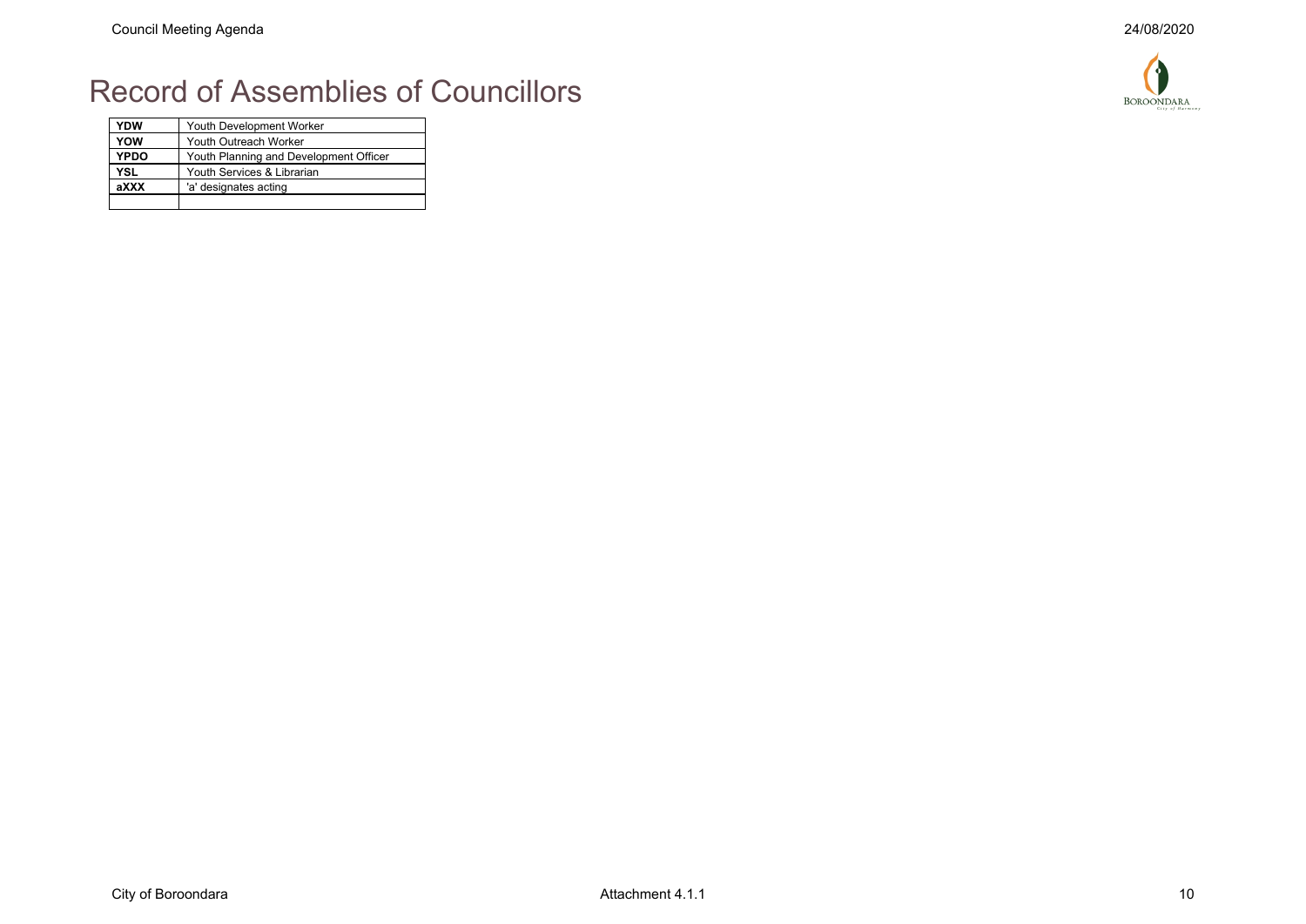# Record of Assemblies of Councillors

| | |
|---|---|
| **YDW** | Youth Development Worker |
| **YOW** | Youth Outreach Worker |
| **YPDO** | Youth Planning and Development Officer |
| **YSL** | Youth Services & Librarian |
| **aXXX** | 'a' designates acting |
| | |